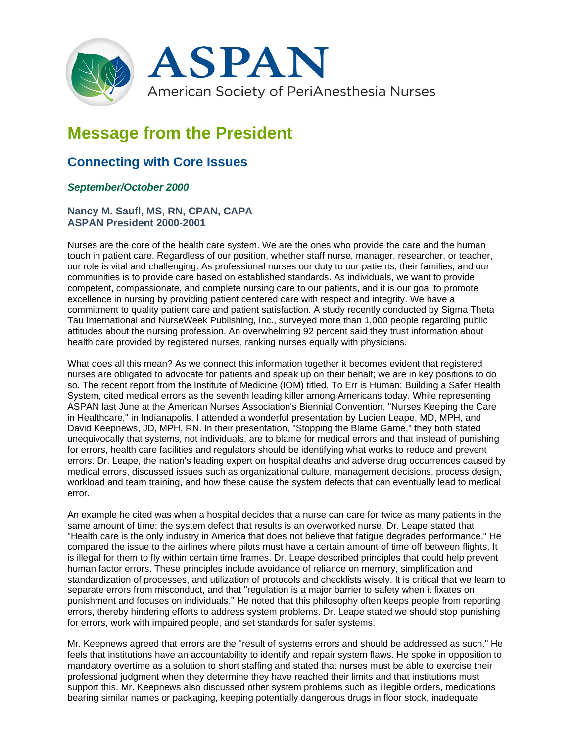# ASPAN

American Society of PeriAnesthesia Nurses

## Message from the President

### Connecting with Core Issues

***September/October 2000***

**Nancy M. Saufl, MS, RN, CPAN, CAPA**
**ASPAN President 2000-2001**

Nurses are the core of the health care system. We are the ones who provide the care and the human touch in patient care. Regardless of our position, whether staff nurse, manager, researcher, or teacher, our role is vital and challenging. As professional nurses our duty to our patients, their families, and our communities is to provide care based on established standards. As individuals, we want to provide competent, compassionate, and complete nursing care to our patients, and it is our goal to promote excellence in nursing by providing patient centered care with respect and integrity. We have a commitment to quality patient care and patient satisfaction. A study recently conducted by Sigma Theta Tau International and NurseWeek Publishing, Inc., surveyed more than 1,000 people regarding public attitudes about the nursing profession. An overwhelming 92 percent said they trust information about health care provided by registered nurses, ranking nurses equally with physicians.

What does all this mean? As we connect this information together it becomes evident that registered nurses are obligated to advocate for patients and speak up on their behalf; we are in key positions to do so. The recent report from the Institute of Medicine (IOM) titled, To Err is Human: Building a Safer Health System, cited medical errors as the seventh leading killer among Americans today. While representing ASPAN last June at the American Nurses Association's Biennial Convention, "Nurses Keeping the Care in Healthcare," in Indianapolis, I attended a wonderful presentation by Lucien Leape, MD, MPH, and David Keepnews, JD, MPH, RN. In their presentation, "Stopping the Blame Game," they both stated unequivocally that systems, not individuals, are to blame for medical errors and that instead of punishing for errors, health care facilities and regulators should be identifying what works to reduce and prevent errors. Dr. Leape, the nation's leading expert on hospital deaths and adverse drug occurrences caused by medical errors, discussed issues such as organizational culture, management decisions, process design, workload and team training, and how these cause the system defects that can eventually lead to medical error.

An example he cited was when a hospital decides that a nurse can care for twice as many patients in the same amount of time; the system defect that results is an overworked nurse. Dr. Leape stated that "Health care is the only industry in America that does not believe that fatigue degrades performance." He compared the issue to the airlines where pilots must have a certain amount of time off between flights. It is illegal for them to fly within certain time frames. Dr. Leape described principles that could help prevent human factor errors. These principles include avoidance of reliance on memory, simplification and standardization of processes, and utilization of protocols and checklists wisely. It is critical that we learn to separate errors from misconduct, and that "regulation is a major barrier to safety when it fixates on punishment and focuses on individuals." He noted that this philosophy often keeps people from reporting errors, thereby hindering efforts to address system problems. Dr. Leape stated we should stop punishing for errors, work with impaired people, and set standards for safer systems.

Mr. Keepnews agreed that errors are the "result of systems errors and should be addressed as such." He feels that institutions have an accountability to identify and repair system flaws. He spoke in opposition to mandatory overtime as a solution to short staffing and stated that nurses must be able to exercise their professional judgment when they determine they have reached their limits and that institutions must support this. Mr. Keepnews also discussed other system problems such as illegible orders, medications bearing similar names or packaging, keeping potentially dangerous drugs in floor stock, inadequate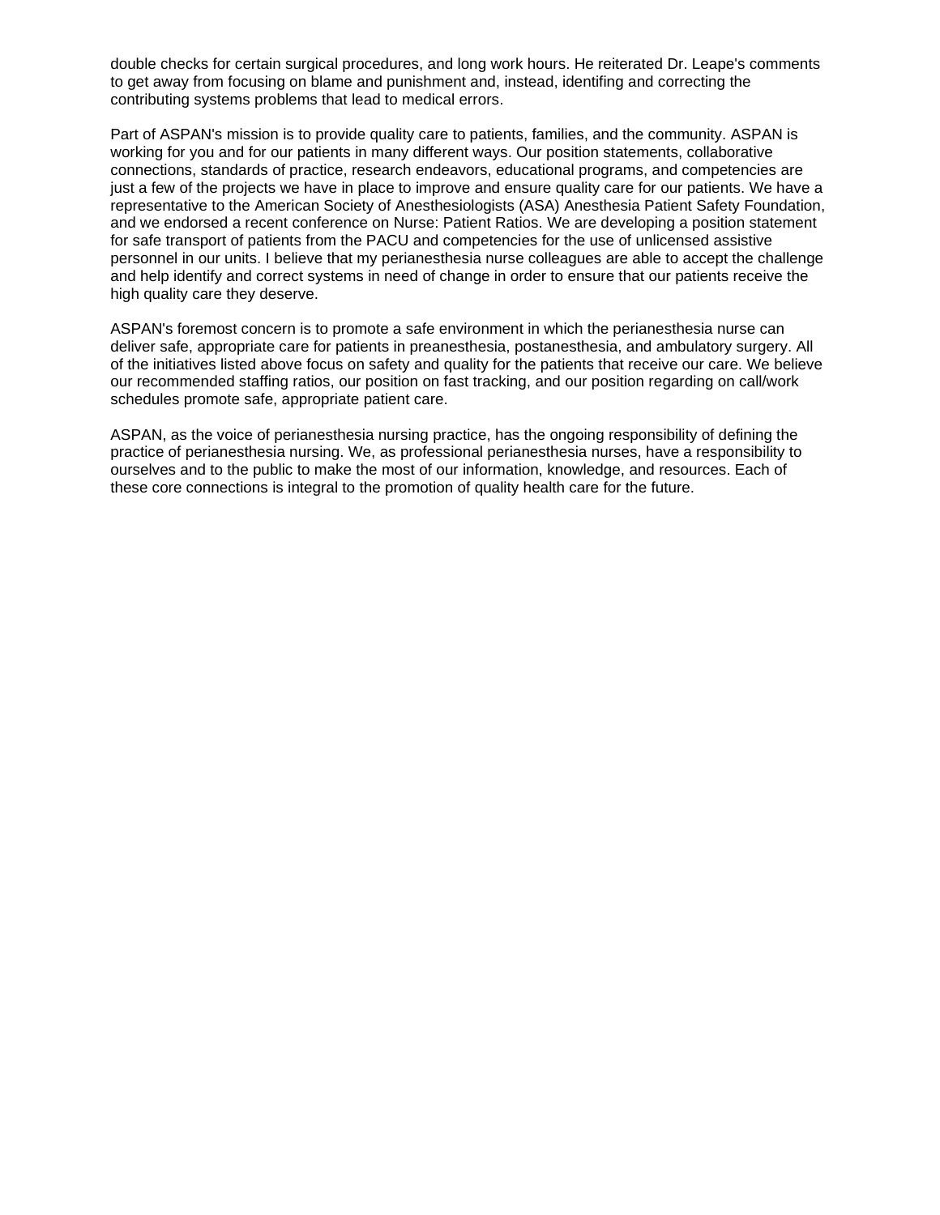double checks for certain surgical procedures, and long work hours. He reiterated Dr. Leape's comments to get away from focusing on blame and punishment and, instead, identifing and correcting the contributing systems problems that lead to medical errors.

Part of ASPAN's mission is to provide quality care to patients, families, and the community. ASPAN is working for you and for our patients in many different ways. Our position statements, collaborative connections, standards of practice, research endeavors, educational programs, and competencies are just a few of the projects we have in place to improve and ensure quality care for our patients. We have a representative to the American Society of Anesthesiologists (ASA) Anesthesia Patient Safety Foundation, and we endorsed a recent conference on Nurse: Patient Ratios. We are developing a position statement for safe transport of patients from the PACU and competencies for the use of unlicensed assistive personnel in our units. I believe that my perianesthesia nurse colleagues are able to accept the challenge and help identify and correct systems in need of change in order to ensure that our patients receive the high quality care they deserve.

ASPAN's foremost concern is to promote a safe environment in which the perianesthesia nurse can deliver safe, appropriate care for patients in preanesthesia, postanesthesia, and ambulatory surgery. All of the initiatives listed above focus on safety and quality for the patients that receive our care. We believe our recommended staffing ratios, our position on fast tracking, and our position regarding on call/work schedules promote safe, appropriate patient care.

ASPAN, as the voice of perianesthesia nursing practice, has the ongoing responsibility of defining the practice of perianesthesia nursing. We, as professional perianesthesia nurses, have a responsibility to ourselves and to the public to make the most of our information, knowledge, and resources. Each of these core connections is integral to the promotion of quality health care for the future.